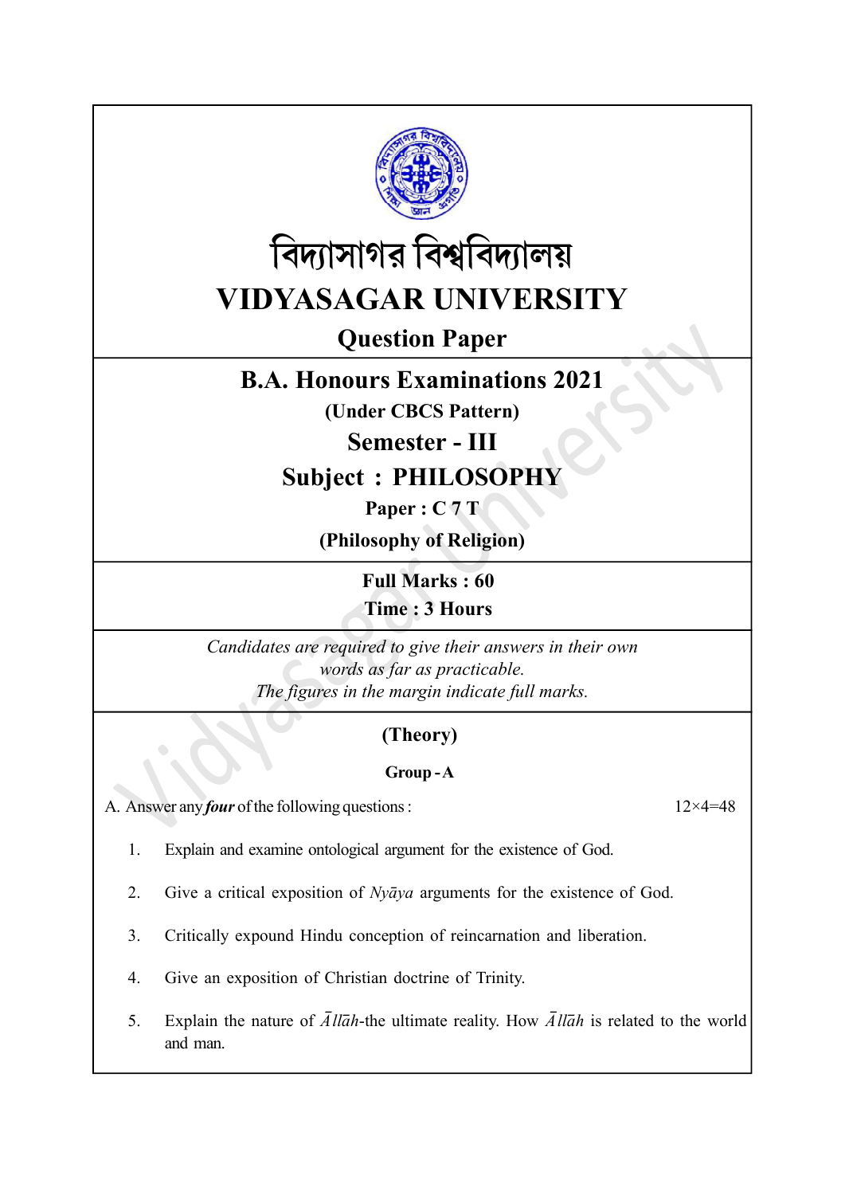# বিদ্যাসাগর বিশ্ববিদ্যালয়

# VIDYASAGAR UNIVERSITY

## Question Paper

## B.A. Honours Examinations 2021

**(Under CBCS Pattern)**

## Semester - III

## Subject : PHILOSOPHY

**Paper : C 7 T**

**(Philosophy of Religion)**

**Full Marks : 60**

**Time : 3 Hours**

*Candidates are required to give their answers in their own words as far as practicable.*

*The figures in the margin indicate full marks.*

### (Theory)

#### Group - A

A. Answer any ***four*** of the following questions : 12×4=48

1. Explain and examine ontological argument for the existence of God.

2. Give a critical exposition of *Nyāya* arguments for the existence of God.

3. Critically expound Hindu conception of reincarnation and liberation.

4. Give an exposition of Christian doctrine of Trinity.

5. Explain the nature of *Āllāh*-the ultimate reality. How *Āllāh* is related to the world and man.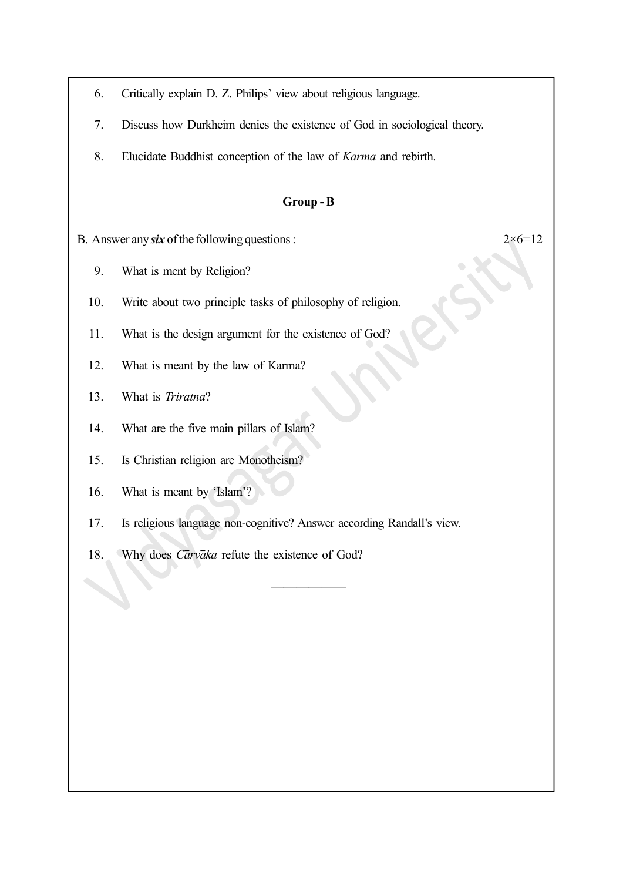6. Critically explain D. Z. Philips' view about religious language.

7. Discuss how Durkheim denies the existence of God in sociological theory.

8. Elucidate Buddhist conception of the law of *Karma* and rebirth.

## Group - B

B. Answer any ***six*** of the following questions : 2×6=12

9. What is ment by Religion?

10. Write about two principle tasks of philosophy of religion.

11. What is the design argument for the existence of God?

12. What is meant by the law of Karma?

13. What is *Triratna*?

14. What are the five main pillars of Islam?

15. Is Christian religion are Monotheism?

16. What is meant by 'Islam'?

17. Is religious language non-cognitive? Answer according Randall's view.

18. Why does *Cārvāka* refute the existence of God?

———————